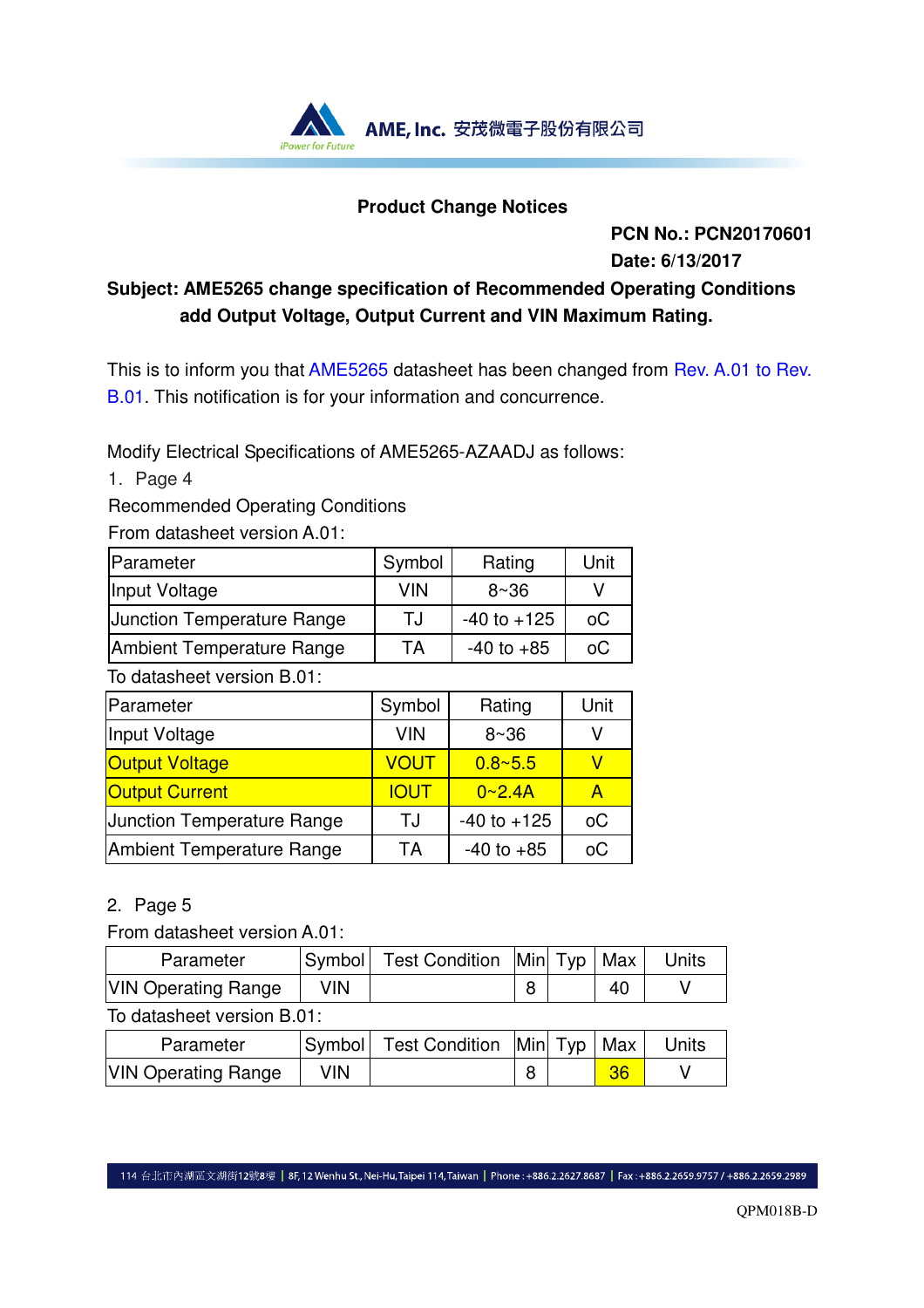AME, Inc. 安茂微電子股份有限公司

iPower for Future

## Product Change Notices

**PCN No.: PCN20170601**

**Date: 6/13/2017**

**Subject: AME5265 change specification of Recommended Operating Conditions add Output Voltage, Output Current and VIN Maximum Rating.**

This is to inform you that AME5265 datasheet has been changed from Rev. A.01 to Rev. B.01. This notification is for your information and concurrence.

Modify Electrical Specifications of AME5265-AZAADJ as follows:

1. Page 4

Recommended Operating Conditions

From datasheet version A.01:

| Parameter | Symbol | Rating | Unit |
|---|---|---|---|
| Input Voltage | VIN | 8~36 | V |
| Junction Temperature Range | TJ | -40 to +125 | oC |
| Ambient Temperature Range | TA | -40 to +85 | oC |

To datasheet version B.01:

| Parameter | Symbol | Rating | Unit |
|---|---|---|---|
| Input Voltage | VIN | 8~36 | V |
| Output Voltage | VOUT | 0.8~5.5 | V |
| Output Current | IOUT | 0~2.4A | A |
| Junction Temperature Range | TJ | -40 to +125 | oC |
| Ambient Temperature Range | TA | -40 to +85 | oC |

2. Page 5

From datasheet version A.01:

| Parameter | Symbol | Test Condition | Min | Typ | Max | Units |
|---|---|---|---|---|---|---|
| VIN Operating Range | VIN | | 8 | | 40 | V |

To datasheet version B.01:

| Parameter | Symbol | Test Condition | Min | Typ | Max | Units |
|---|---|---|---|---|---|---|
| VIN Operating Range | VIN | | 8 | | 36 | V |

114 台北市內湖區文湖街12號8樓 | 8F, 12 Wenhu St., Nei-Hu, Taipei 114, Taiwan | Phone : +886.2.2627.8687 | Fax : +886.2.2659.9757 / +886.2.2659.2989

QPM018B-D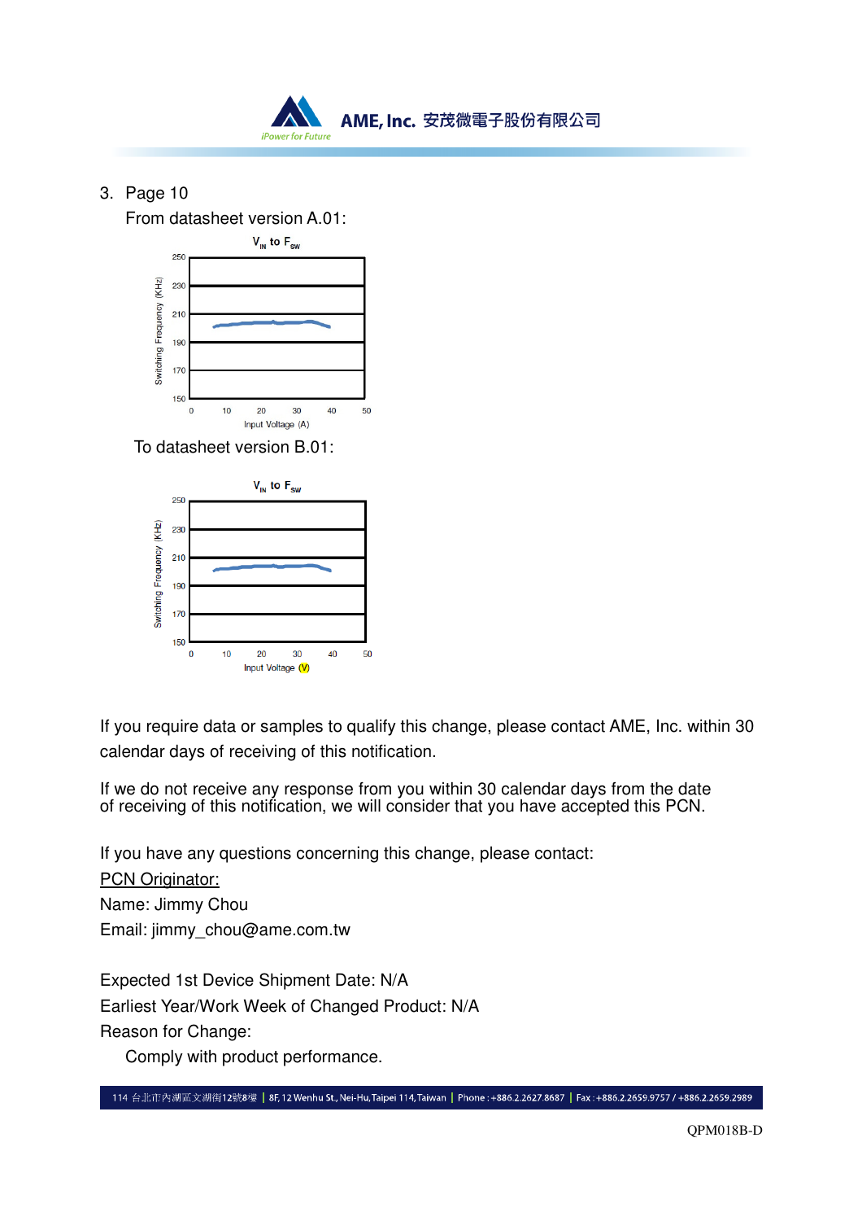3. Page 10

From datasheet version A.01:

$V_{IN}$ to $F_{SW}$

250
230
210
190
170
150

Switching Frequency (KHz)

0 10 20 30 40 50

Input Voltage (A)

To datasheet version B.01:

$V_{IN}$ to $F_{SW}$

250
230
210
190
170
150

Switching Frequency (KHz)

0 10 20 30 40 50

Input Voltage (V)

If you require data or samples to qualify this change, please contact AME, Inc. within 30 calendar days of receiving of this notification.

If we do not receive any response from you within 30 calendar days from the date of receiving of this notification, we will consider that you have accepted this PCN.

If you have any questions concerning this change, please contact:

PCN Originator:

Name: Jimmy Chou

Email: jimmy_chou@ame.com.tw

Expected 1st Device Shipment Date: N/A

Earliest Year/Work Week of Changed Product: N/A

Reason for Change:

Comply with product performance.